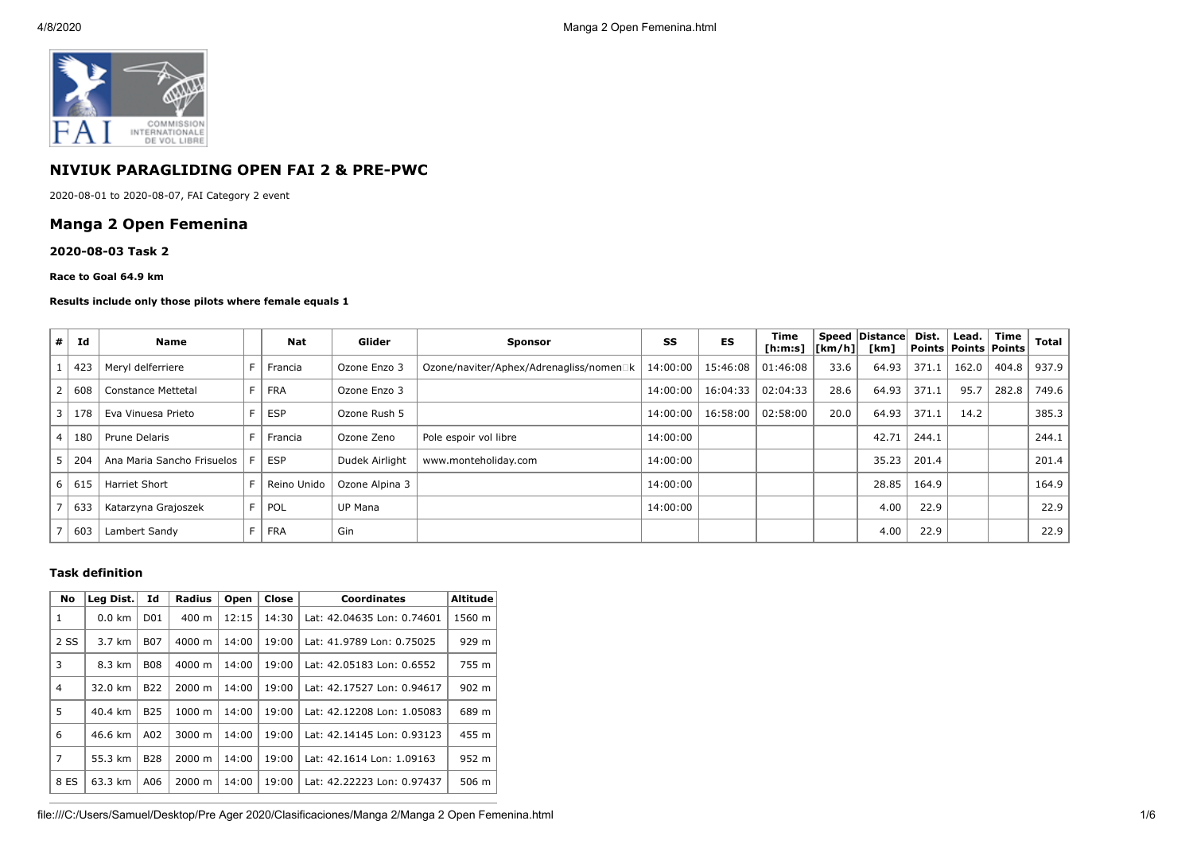# NIVIUK PARAGLIDING OPEN FAI 2 & PRE-PWC

2020-08-01 to 2020-08-07, FAI Category 2 event

## Manga 2 Open Femenina

### 2020-08-03 Task 2

**Race to Goal 64.9 km**

**Results include only those pilots where female equals 1**

| # | Id | Name | | Nat | Glider | Sponsor | SS | ES | Time [h:m:s] | Speed [km/h] | Distance [km] | Dist. Points | Lead. Points | Time Points | Total |
|---|---|---|---|---|---|---|---|---|---|---|---|---|---|---|---|
| 1 | 423 | Meryl delferriere | F | Francia | Ozone Enzo 3 | Ozone/naviter/Aphex/Adrenagliss/nomen□k | 14:00:00 | 15:46:08 | 01:46:08 | 33.6 | 64.93 | 371.1 | 162.0 | 404.8 | 937.9 |
| 2 | 608 | Constance Mettetal | F | FRA | Ozone Enzo 3 | | 14:00:00 | 16:04:33 | 02:04:33 | 28.6 | 64.93 | 371.1 | 95.7 | 282.8 | 749.6 |
| 3 | 178 | Eva Vinuesa Prieto | F | ESP | Ozone Rush 5 | | 14:00:00 | 16:58:00 | 02:58:00 | 20.0 | 64.93 | 371.1 | 14.2 | | 385.3 |
| 4 | 180 | Prune Delaris | F | Francia | Ozone Zeno | Pole espoir vol libre | 14:00:00 | | | | 42.71 | 244.1 | | | 244.1 |
| 5 | 204 | Ana Maria Sancho Frisuelos | F | ESP | Dudek Airlight | www.monteholiday.com | 14:00:00 | | | | 35.23 | 201.4 | | | 201.4 |
| 6 | 615 | Harriet Short | F | Reino Unido | Ozone Alpina 3 | | 14:00:00 | | | | 28.85 | 164.9 | | | 164.9 |
| 7 | 633 | Katarzyna Grajoszek | F | POL | UP Mana | | 14:00:00 | | | | 4.00 | 22.9 | | | 22.9 |
| 7 | 603 | Lambert Sandy | F | FRA | Gin | | | | | | 4.00 | 22.9 | | | 22.9 |

#### Task definition

| No | Leg Dist. | Id | Radius | Open | Close | Coordinates | Altitude |
|---|---|---|---|---|---|---|---|
| 1 | 0.0 km | D01 | 400 m | 12:15 | 14:30 | Lat: 42.04635 Lon: 0.74601 | 1560 m |
| 2 SS | 3.7 km | B07 | 4000 m | 14:00 | 19:00 | Lat: 41.9789 Lon: 0.75025 | 929 m |
| 3 | 8.3 km | B08 | 4000 m | 14:00 | 19:00 | Lat: 42.05183 Lon: 0.6552 | 755 m |
| 4 | 32.0 km | B22 | 2000 m | 14:00 | 19:00 | Lat: 42.17527 Lon: 0.94617 | 902 m |
| 5 | 40.4 km | B25 | 1000 m | 14:00 | 19:00 | Lat: 42.12208 Lon: 1.05083 | 689 m |
| 6 | 46.6 km | A02 | 3000 m | 14:00 | 19:00 | Lat: 42.14145 Lon: 0.93123 | 455 m |
| 7 | 55.3 km | B28 | 2000 m | 14:00 | 19:00 | Lat: 42.1614 Lon: 1.09163 | 952 m |
| 8 ES | 63.3 km | A06 | 2000 m | 14:00 | 19:00 | Lat: 42.22223 Lon: 0.97437 | 506 m |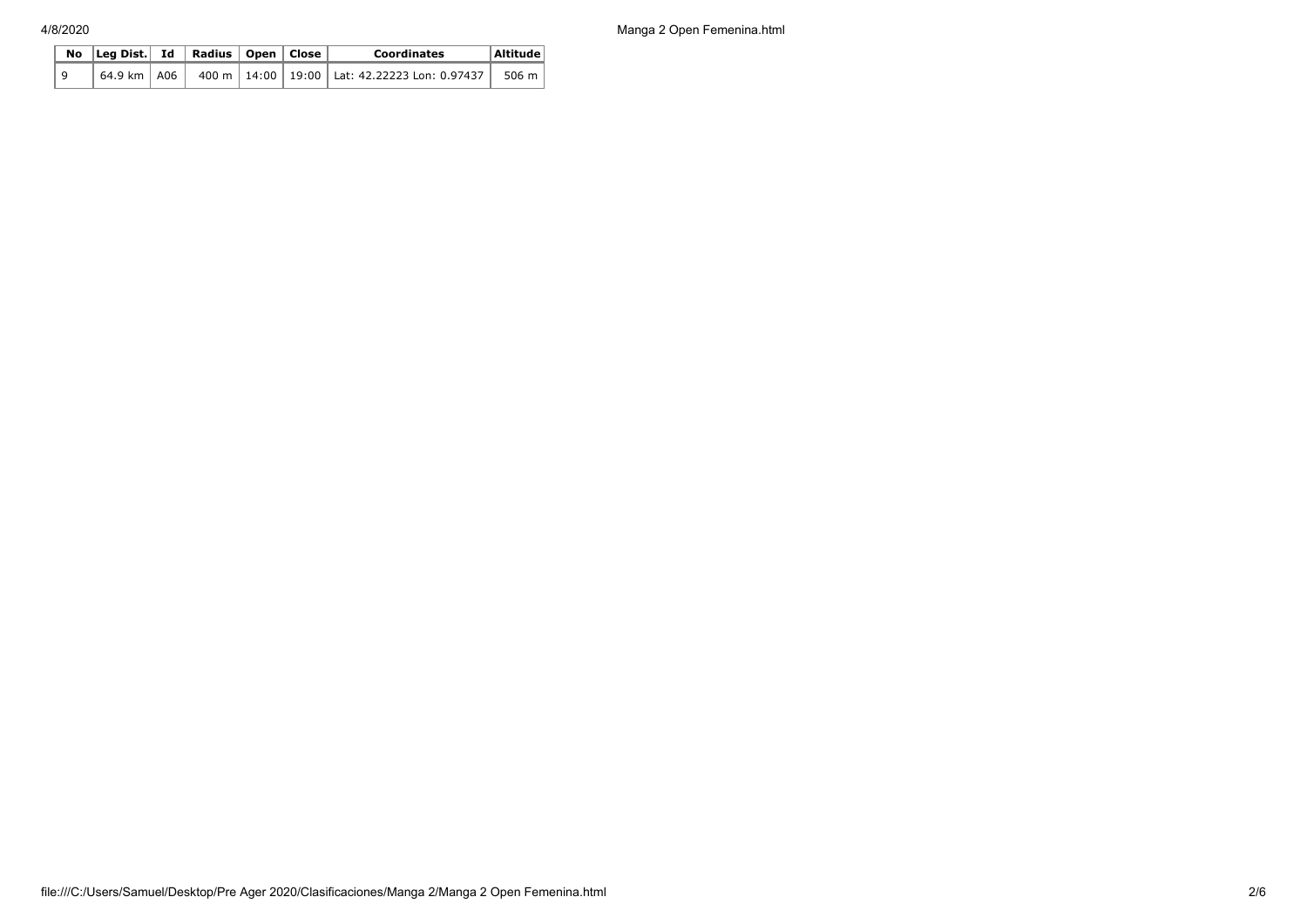| No | Leg Dist. | Id | Radius | Open | Close | Coordinates | Altitude |
|---|---|---|---|---|---|---|---|
| 9 | 64.9 km | A06 | 400 m | 14:00 | 19:00 | Lat: 42.22223 Lon: 0.97437 | 506 m |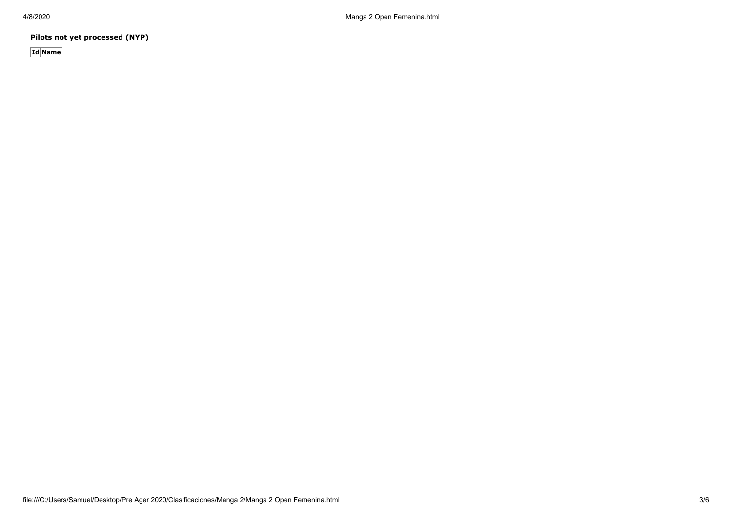**Pilots not yet processed (NYP)**

| Id | Name |
| --- | --- |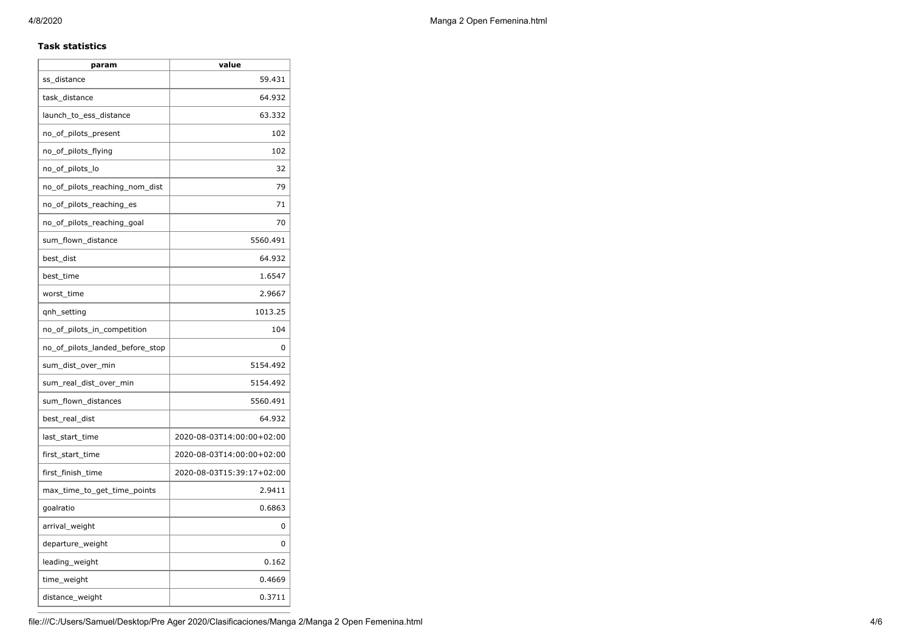### Task statistics

| param | value |
| --- | --- |
| ss_distance | 59.431 |
| task_distance | 64.932 |
| launch_to_ess_distance | 63.332 |
| no_of_pilots_present | 102 |
| no_of_pilots_flying | 102 |
| no_of_pilots_lo | 32 |
| no_of_pilots_reaching_nom_dist | 79 |
| no_of_pilots_reaching_es | 71 |
| no_of_pilots_reaching_goal | 70 |
| sum_flown_distance | 5560.491 |
| best_dist | 64.932 |
| best_time | 1.6547 |
| worst_time | 2.9667 |
| qnh_setting | 1013.25 |
| no_of_pilots_in_competition | 104 |
| no_of_pilots_landed_before_stop | 0 |
| sum_dist_over_min | 5154.492 |
| sum_real_dist_over_min | 5154.492 |
| sum_flown_distances | 5560.491 |
| best_real_dist | 64.932 |
| last_start_time | 2020-08-03T14:00:00+02:00 |
| first_start_time | 2020-08-03T14:00:00+02:00 |
| first_finish_time | 2020-08-03T15:39:17+02:00 |
| max_time_to_get_time_points | 2.9411 |
| goalratio | 0.6863 |
| arrival_weight | 0 |
| departure_weight | 0 |
| leading_weight | 0.162 |
| time_weight | 0.4669 |
| distance_weight | 0.3711 |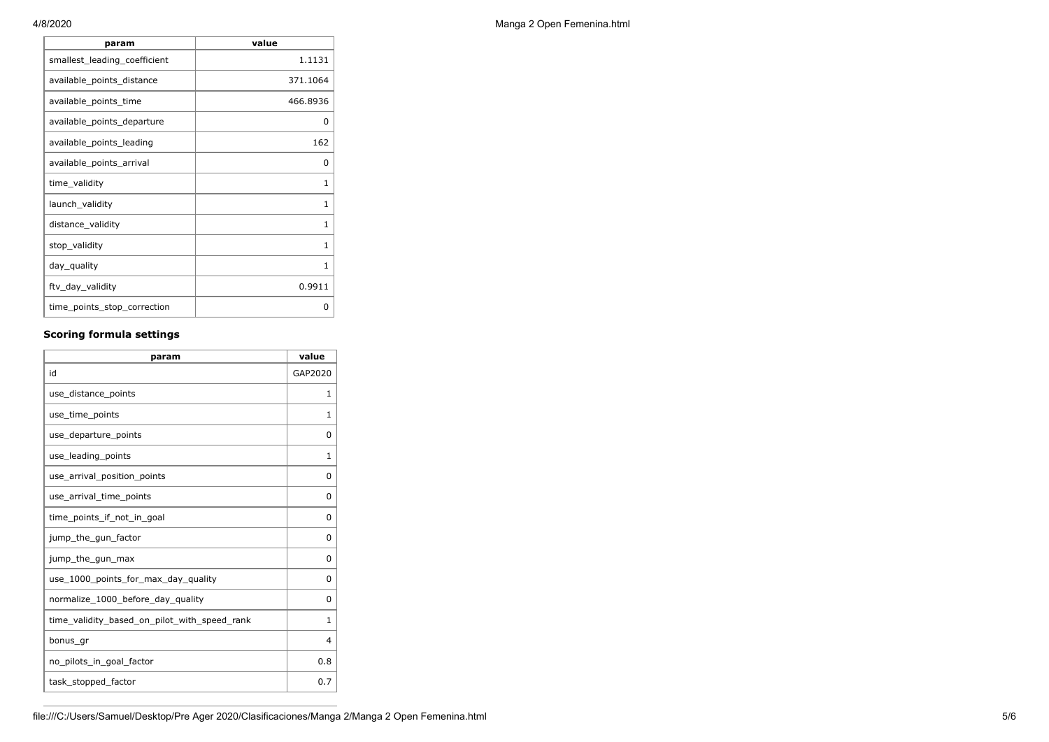| param | value |
| --- | --- |
| smallest_leading_coefficient | 1.1131 |
| available_points_distance | 371.1064 |
| available_points_time | 466.8936 |
| available_points_departure | 0 |
| available_points_leading | 162 |
| available_points_arrival | 0 |
| time_validity | 1 |
| launch_validity | 1 |
| distance_validity | 1 |
| stop_validity | 1 |
| day_quality | 1 |
| ftv_day_validity | 0.9911 |
| time_points_stop_correction | 0 |

### Scoring formula settings

| param | value |
| --- | --- |
| id | GAP2020 |
| use_distance_points | 1 |
| use_time_points | 1 |
| use_departure_points | 0 |
| use_leading_points | 1 |
| use_arrival_position_points | 0 |
| use_arrival_time_points | 0 |
| time_points_if_not_in_goal | 0 |
| jump_the_gun_factor | 0 |
| jump_the_gun_max | 0 |
| use_1000_points_for_max_day_quality | 0 |
| normalize_1000_before_day_quality | 0 |
| time_validity_based_on_pilot_with_speed_rank | 1 |
| bonus_gr | 4 |
| no_pilots_in_goal_factor | 0.8 |
| task_stopped_factor | 0.7 |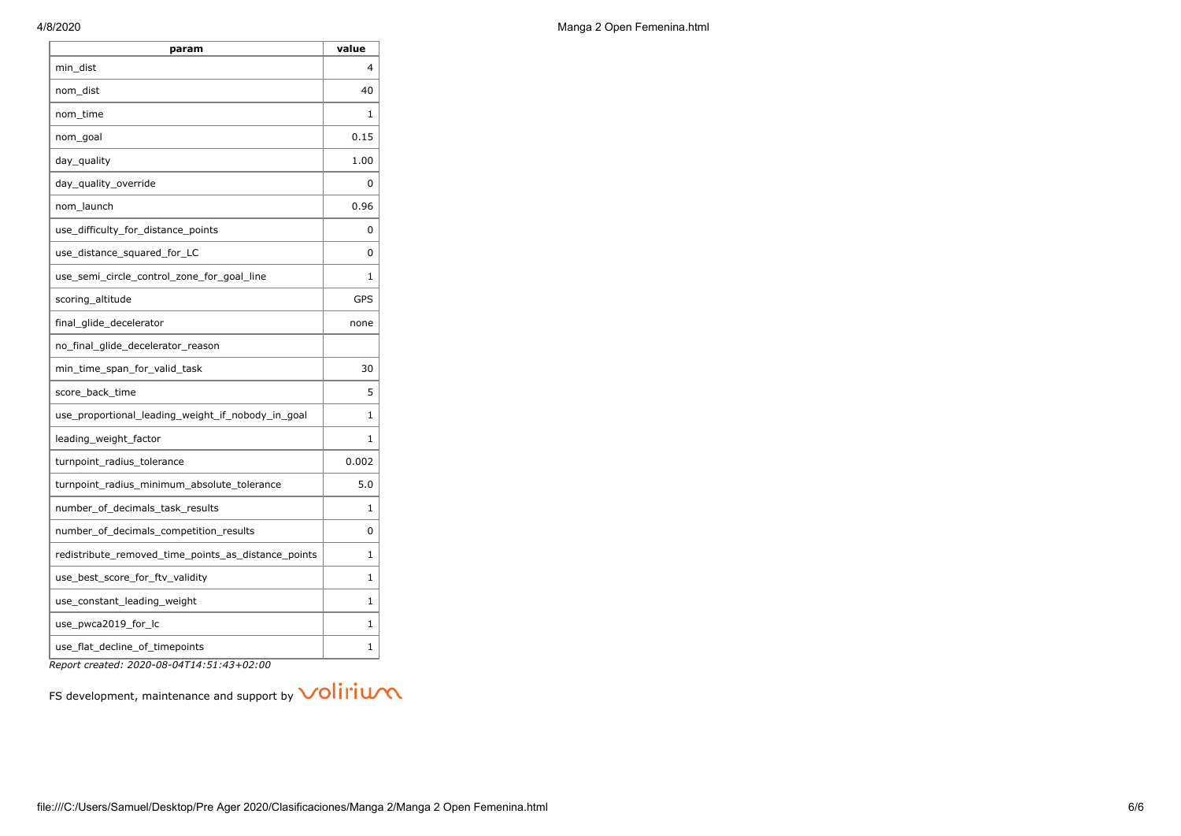| param | value |
|---|---|
| min_dist | 4 |
| nom_dist | 40 |
| nom_time | 1 |
| nom_goal | 0.15 |
| day_quality | 1.00 |
| day_quality_override | 0 |
| nom_launch | 0.96 |
| use_difficulty_for_distance_points | 0 |
| use_distance_squared_for_LC | 0 |
| use_semi_circle_control_zone_for_goal_line | 1 |
| scoring_altitude | GPS |
| final_glide_decelerator | none |
| no_final_glide_decelerator_reason | |
| min_time_span_for_valid_task | 30 |
| score_back_time | 5 |
| use_proportional_leading_weight_if_nobody_in_goal | 1 |
| leading_weight_factor | 1 |
| turnpoint_radius_tolerance | 0.002 |
| turnpoint_radius_minimum_absolute_tolerance | 5.0 |
| number_of_decimals_task_results | 1 |
| number_of_decimals_competition_results | 0 |
| redistribute_removed_time_points_as_distance_points | 1 |
| use_best_score_for_ftv_validity | 1 |
| use_constant_leading_weight | 1 |
| use_pwca2019_for_lc | 1 |
| use_flat_decline_of_timepoints | 1 |

*Report created: 2020-08-04T14:51:43+02:00*

FS development, maintenance and support by volirium